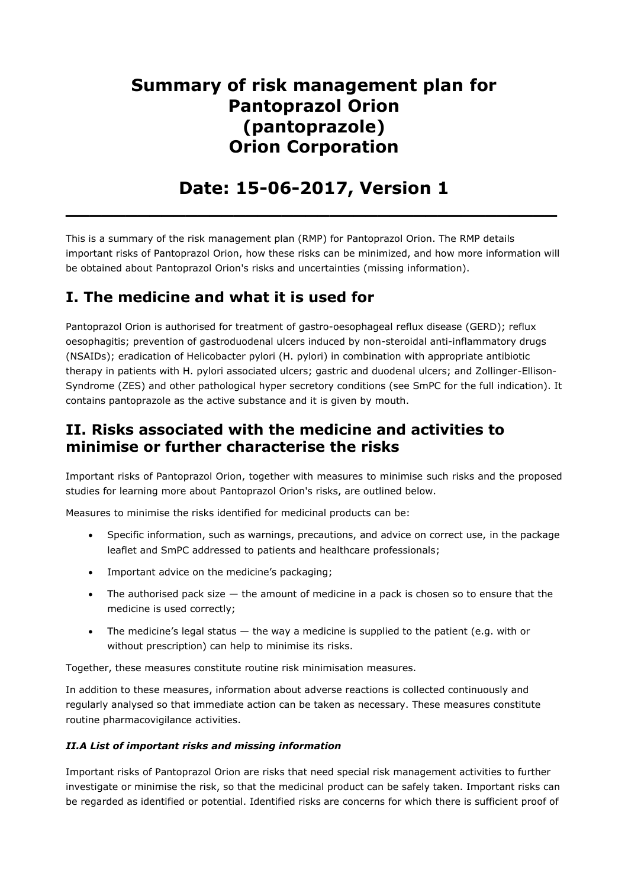# Summary of risk management plan for Pantoprazol Orion (pantoprazole) Orion Corporation

# Date: 15-06-2017, Version 1

---

This is a summary of the risk management plan (RMP) for Pantoprazol Orion. The RMP details important risks of Pantoprazol Orion, how these risks can be minimized, and how more information will be obtained about Pantoprazol Orion's risks and uncertainties (missing information).

## I. The medicine and what it is used for

Pantoprazol Orion is authorised for treatment of gastro-oesophageal reflux disease (GERD); reflux oesophagitis; prevention of gastroduodenal ulcers induced by non-steroidal anti-inflammatory drugs (NSAIDs); eradication of Helicobacter pylori (H. pylori) in combination with appropriate antibiotic therapy in patients with H. pylori associated ulcers; gastric and duodenal ulcers; and Zollinger-Ellison-Syndrome (ZES) and other pathological hyper secretory conditions (see SmPC for the full indication). It contains pantoprazole as the active substance and it is given by mouth.

## II. Risks associated with the medicine and activities to minimise or further characterise the risks

Important risks of Pantoprazol Orion, together with measures to minimise such risks and the proposed studies for learning more about Pantoprazol Orion's risks, are outlined below.

Measures to minimise the risks identified for medicinal products can be:

- Specific information, such as warnings, precautions, and advice on correct use, in the package leaflet and SmPC addressed to patients and healthcare professionals;
- Important advice on the medicine's packaging;
- The authorised pack size — the amount of medicine in a pack is chosen so to ensure that the medicine is used correctly;
- The medicine's legal status — the way a medicine is supplied to the patient (e.g. with or without prescription) can help to minimise its risks.

Together, these measures constitute routine risk minimisation measures.

In addition to these measures, information about adverse reactions is collected continuously and regularly analysed so that immediate action can be taken as necessary. These measures constitute routine pharmacovigilance activities.

### *II.A List of important risks and missing information*

Important risks of Pantoprazol Orion are risks that need special risk management activities to further investigate or minimise the risk, so that the medicinal product can be safely taken. Important risks can be regarded as identified or potential. Identified risks are concerns for which there is sufficient proof of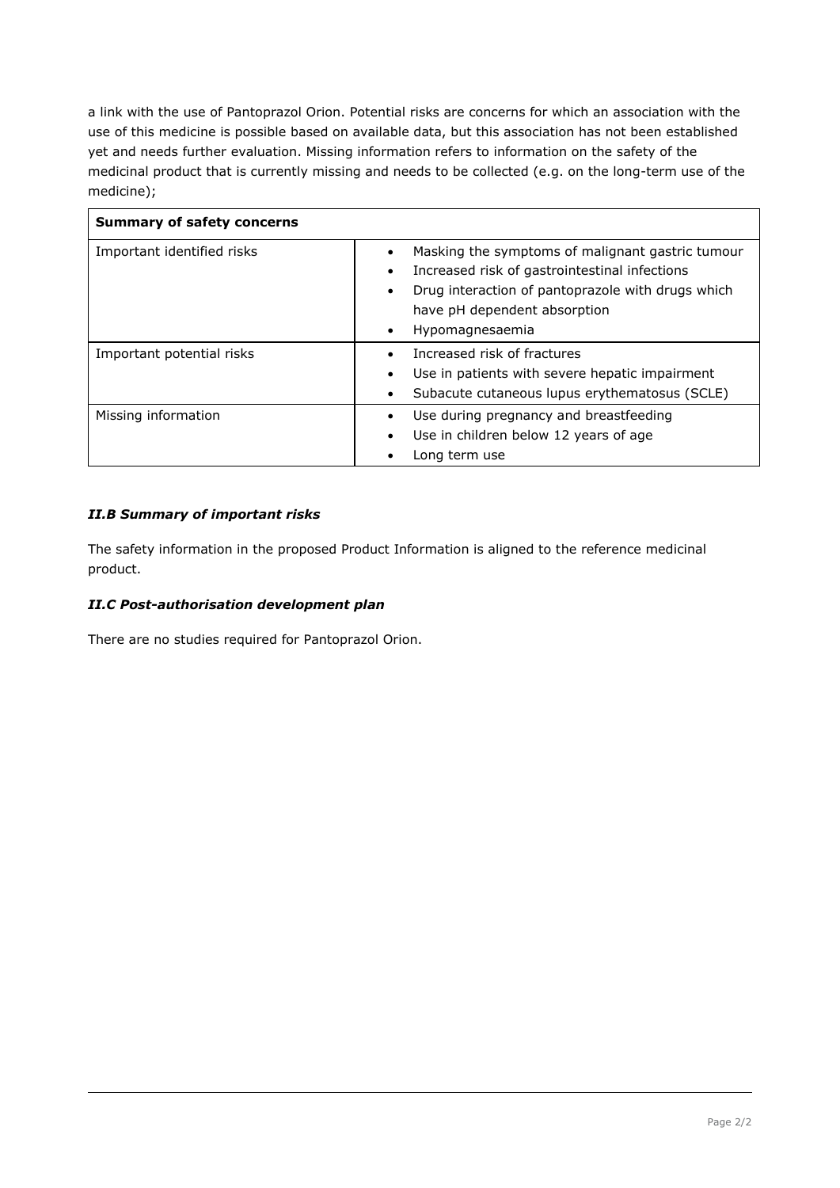a link with the use of Pantoprazol Orion. Potential risks are concerns for which an association with the use of this medicine is possible based on available data, but this association has not been established yet and needs further evaluation. Missing information refers to information on the safety of the medicinal product that is currently missing and needs to be collected (e.g. on the long-term use of the medicine);

| **Summary of safety concerns** | |
|---|---|
| Important identified risks | • Masking the symptoms of malignant gastric tumour<br>• Increased risk of gastrointestinal infections<br>• Drug interaction of pantoprazole with drugs which have pH dependent absorption<br>• Hypomagnesaemia |
| Important potential risks | • Increased risk of fractures<br>• Use in patients with severe hepatic impairment<br>• Subacute cutaneous lupus erythematosus (SCLE) |
| Missing information | • Use during pregnancy and breastfeeding<br>• Use in children below 12 years of age<br>• Long term use |

### *II.B Summary of important risks*

The safety information in the proposed Product Information is aligned to the reference medicinal product.

### *II.C Post-authorisation development plan*

There are no studies required for Pantoprazol Orion.